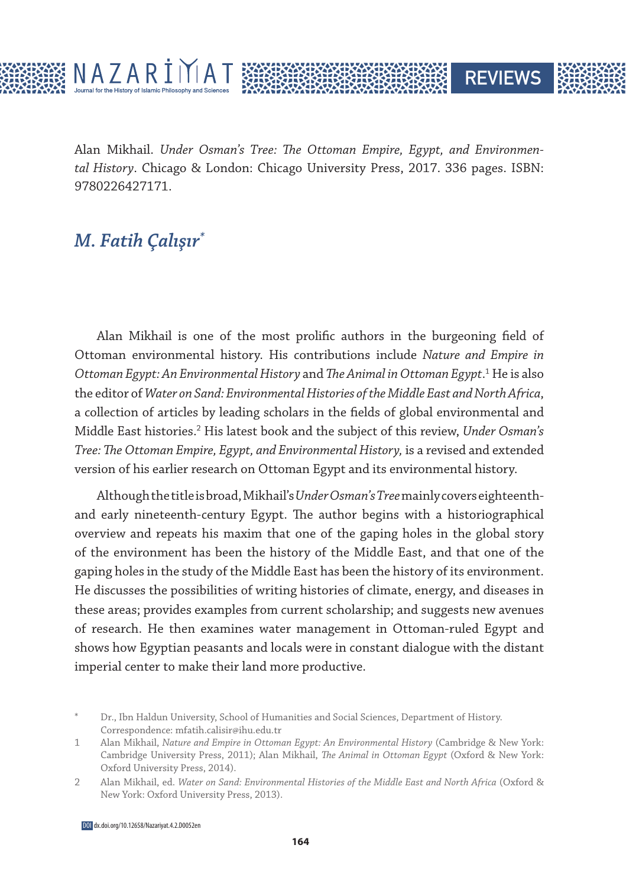Alan Mikhail. *Under Osman's Tree: The Ottoman Empire, Egypt, and Environmental History*. Chicago & London: Chicago University Press, 2017. 336 pages. ISBN: 9780226427171.

## *M. Fatih Çalışır*[*]

Alan Mikhail is one of the most prolific authors in the burgeoning field of Ottoman environmental history. His contributions include *Nature and Empire in Ottoman Egypt: An Environmental History* and *The Animal in Ottoman Egypt*.[1] He is also the editor of *Water on Sand: Environmental Histories of the Middle East and North Africa*, a collection of articles by leading scholars in the fields of global environmental and Middle East histories.[2] His latest book and the subject of this review, *Under Osman's Tree: The Ottoman Empire, Egypt, and Environmental History,* is a revised and extended version of his earlier research on Ottoman Egypt and its environmental history.

Although the title is broad, Mikhail's *Under Osman's Tree* mainly covers eighteenth- and early nineteenth-century Egypt. The author begins with a historiographical overview and repeats his maxim that one of the gaping holes in the global story of the environment has been the history of the Middle East, and that one of the gaping holes in the study of the Middle East has been the history of its environment. He discusses the possibilities of writing histories of climate, energy, and diseases in these areas; provides examples from current scholarship; and suggests new avenues of research. He then examines water management in Ottoman-ruled Egypt and shows how Egyptian peasants and locals were in constant dialogue with the distant imperial center to make their land more productive.

[*] Dr., Ibn Haldun University, School of Humanities and Social Sciences, Department of History. Correspondence: mfatih.calisir@ihu.edu.tr

[1] Alan Mikhail, *Nature and Empire in Ottoman Egypt: An Environmental History* (Cambridge & New York: Cambridge University Press, 2011); Alan Mikhail, *The Animal in Ottoman Egypt* (Oxford & New York: Oxford University Press, 2014).

[2] Alan Mikhail, ed. *Water on Sand: Environmental Histories of the Middle East and North Africa* (Oxford & New York: Oxford University Press, 2013).

DOI dx.doi.org/10.12658/Nazariyat.4.2.D0052en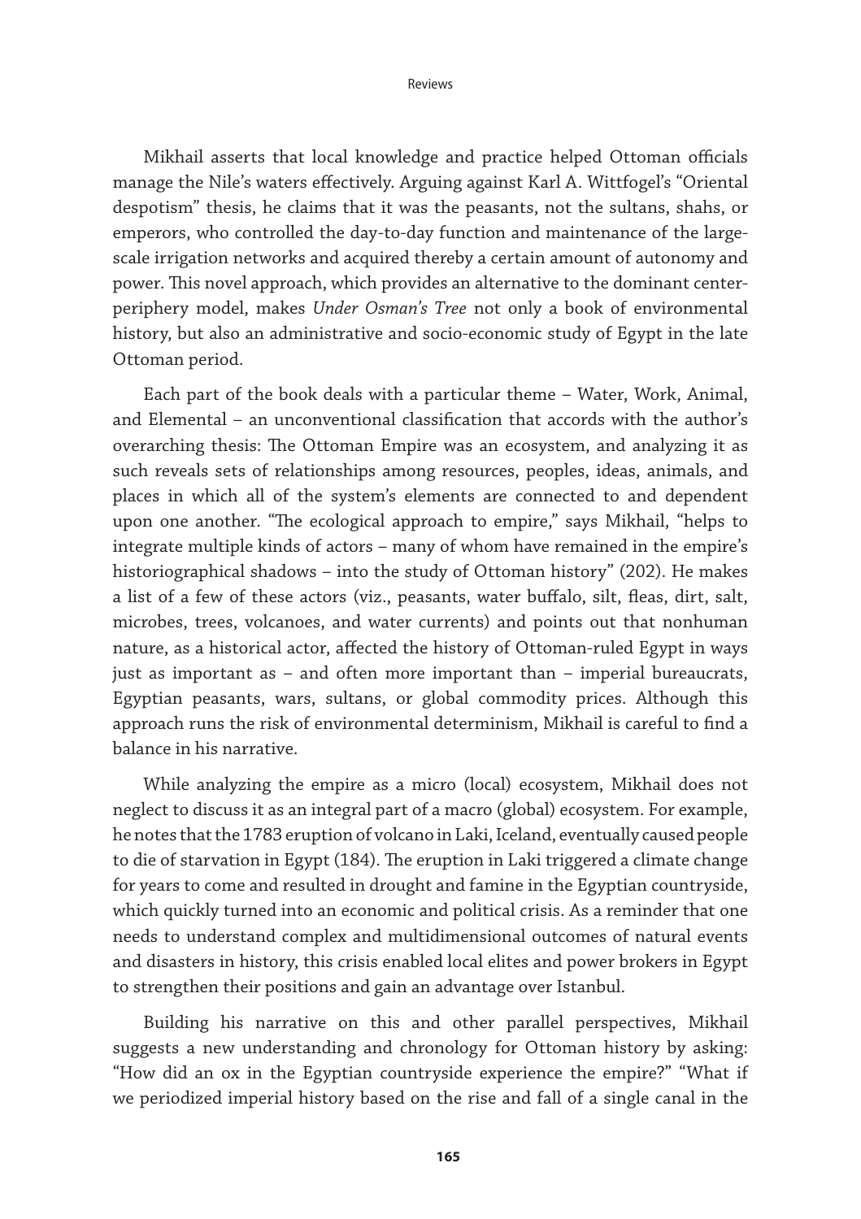Mikhail asserts that local knowledge and practice helped Ottoman officials manage the Nile's waters effectively. Arguing against Karl A. Wittfogel's "Oriental despotism" thesis, he claims that it was the peasants, not the sultans, shahs, or emperors, who controlled the day-to-day function and maintenance of the large-scale irrigation networks and acquired thereby a certain amount of autonomy and power. This novel approach, which provides an alternative to the dominant center-periphery model, makes *Under Osman's Tree* not only a book of environmental history, but also an administrative and socio-economic study of Egypt in the late Ottoman period.

Each part of the book deals with a particular theme – Water, Work, Animal, and Elemental – an unconventional classification that accords with the author's overarching thesis: The Ottoman Empire was an ecosystem, and analyzing it as such reveals sets of relationships among resources, peoples, ideas, animals, and places in which all of the system's elements are connected to and dependent upon one another. "The ecological approach to empire," says Mikhail, "helps to integrate multiple kinds of actors – many of whom have remained in the empire's historiographical shadows – into the study of Ottoman history" (202). He makes a list of a few of these actors (viz., peasants, water buffalo, silt, fleas, dirt, salt, microbes, trees, volcanoes, and water currents) and points out that nonhuman nature, as a historical actor, affected the history of Ottoman-ruled Egypt in ways just as important as – and often more important than – imperial bureaucrats, Egyptian peasants, wars, sultans, or global commodity prices. Although this approach runs the risk of environmental determinism, Mikhail is careful to find a balance in his narrative.

While analyzing the empire as a micro (local) ecosystem, Mikhail does not neglect to discuss it as an integral part of a macro (global) ecosystem. For example, he notes that the 1783 eruption of volcano in Laki, Iceland, eventually caused people to die of starvation in Egypt (184). The eruption in Laki triggered a climate change for years to come and resulted in drought and famine in the Egyptian countryside, which quickly turned into an economic and political crisis. As a reminder that one needs to understand complex and multidimensional outcomes of natural events and disasters in history, this crisis enabled local elites and power brokers in Egypt to strengthen their positions and gain an advantage over Istanbul.

Building his narrative on this and other parallel perspectives, Mikhail suggests a new understanding and chronology for Ottoman history by asking: "How did an ox in the Egyptian countryside experience the empire?" "What if we periodized imperial history based on the rise and fall of a single canal in the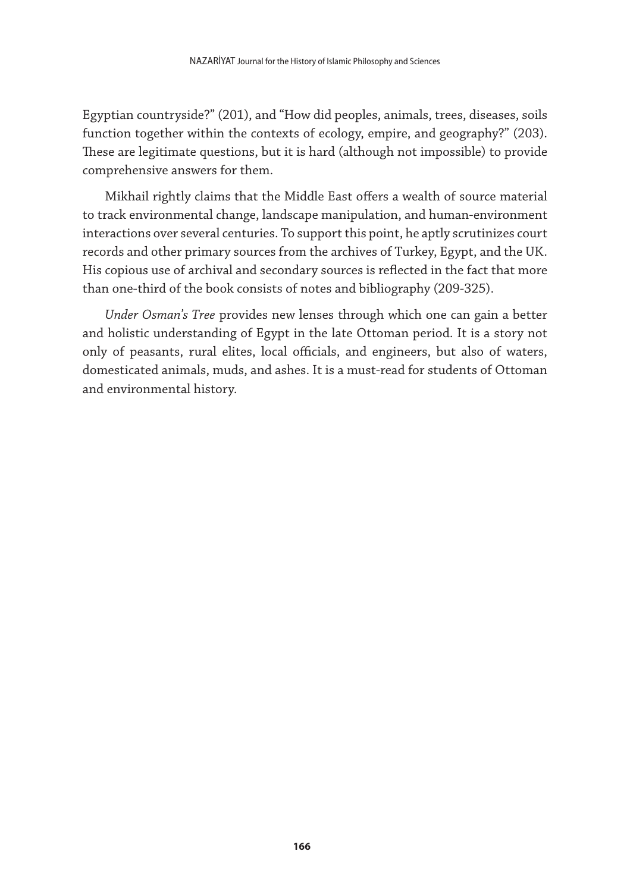Egyptian countryside?" (201), and "How did peoples, animals, trees, diseases, soils function together within the contexts of ecology, empire, and geography?" (203). These are legitimate questions, but it is hard (although not impossible) to provide comprehensive answers for them.

Mikhail rightly claims that the Middle East offers a wealth of source material to track environmental change, landscape manipulation, and human-environment interactions over several centuries. To support this point, he aptly scrutinizes court records and other primary sources from the archives of Turkey, Egypt, and the UK. His copious use of archival and secondary sources is reflected in the fact that more than one-third of the book consists of notes and bibliography (209-325).

*Under Osman's Tree* provides new lenses through which one can gain a better and holistic understanding of Egypt in the late Ottoman period. It is a story not only of peasants, rural elites, local officials, and engineers, but also of waters, domesticated animals, muds, and ashes. It is a must-read for students of Ottoman and environmental history.